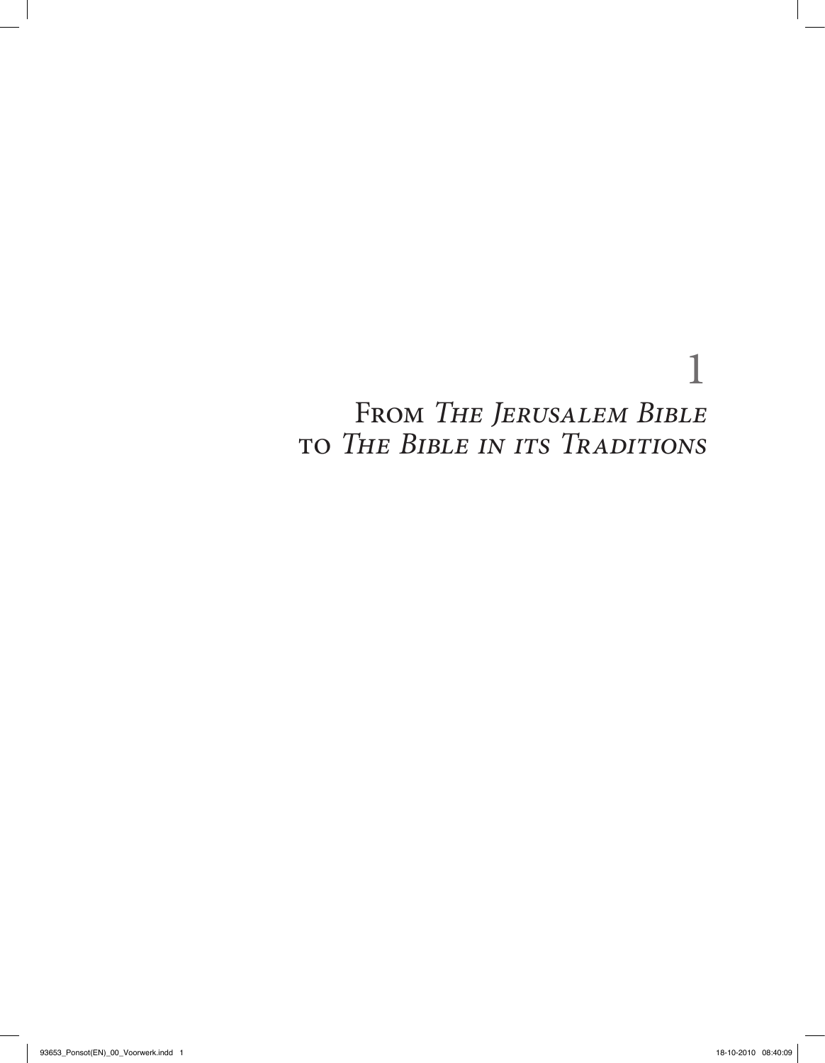# 1

# From *The Jerusalem Bible* to *The Bible in its Traditions*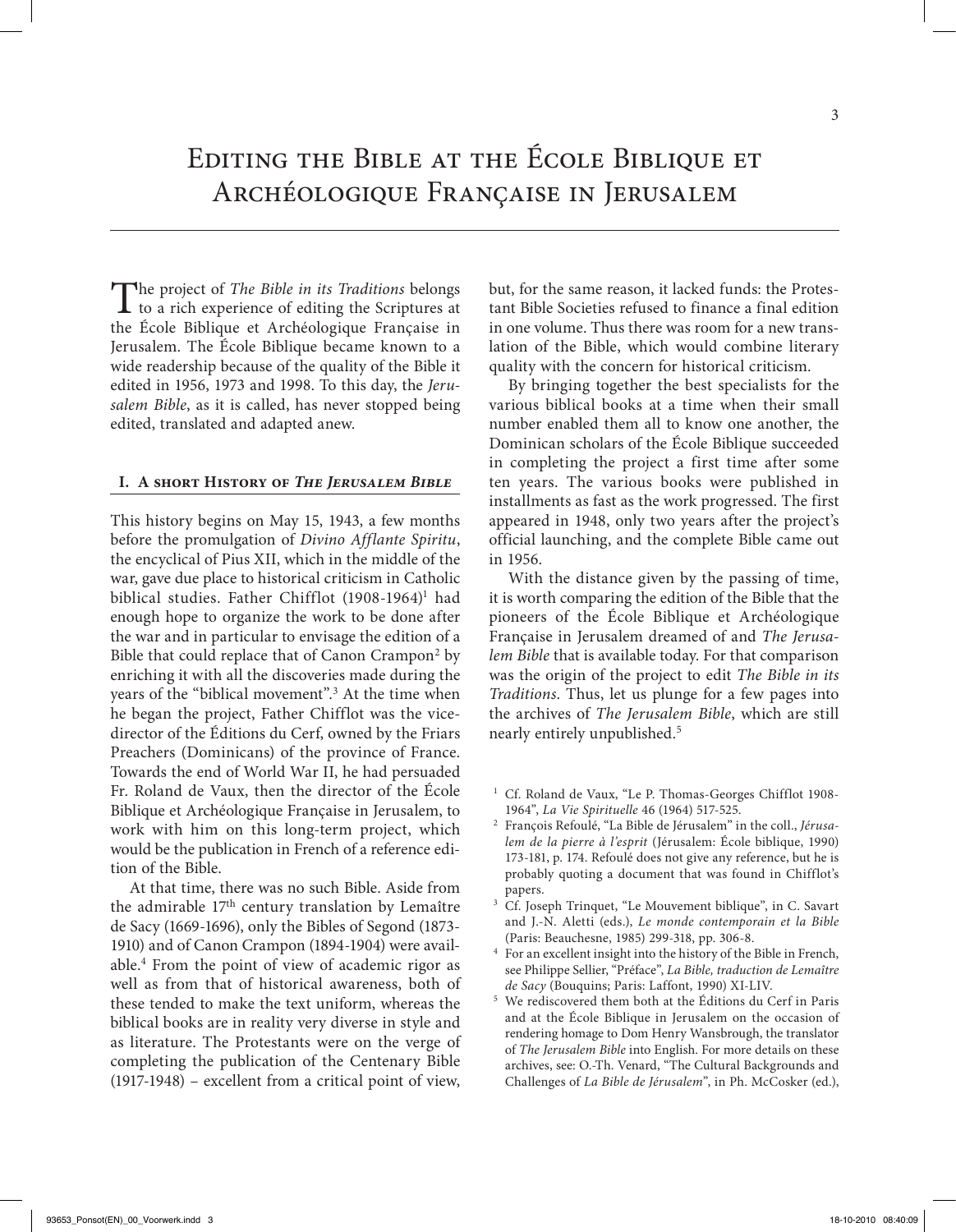// Editing the Bible at the École Biblique et Archéologique Française in Jerusalem

# Editing the Bible at the École Biblique et Archéologique Française in Jerusalem

The project of *The Bible in its Traditions* belongs to a rich experience of editing the Scriptures at the École Biblique et Archéologique Française in Jerusalem. The École Biblique became known to a wide readership because of the quality of the Bible it edited in 1956, 1973 and 1998. To this day, the *Jerusalem Bible*, as it is called, has never stopped being edited, translated and adapted anew.

## I. A short History of *The Jerusalem Bible*

This history begins on May 15, 1943, a few months before the promulgation of *Divino Afflante Spiritu*, the encyclical of Pius XII, which in the middle of the war, gave due place to historical criticism in Catholic biblical studies. Father Chifflot (1908-1964)[1] had enough hope to organize the work to be done after the war and in particular to envisage the edition of a Bible that could replace that of Canon Crampon[2] by enriching it with all the discoveries made during the years of the "biblical movement".[3] At the time when he began the project, Father Chifflot was the vice-director of the Éditions du Cerf, owned by the Friars Preachers (Dominicans) of the province of France. Towards the end of World War II, he had persuaded Fr. Roland de Vaux, then the director of the École Biblique et Archéologique Française in Jerusalem, to work with him on this long-term project, which would be the publication in French of a reference edition of the Bible.

At that time, there was no such Bible. Aside from the admirable 17th century translation by Lemaître de Sacy (1669-1696), only the Bibles of Segond (1873-1910) and of Canon Crampon (1894-1904) were available.[4] From the point of view of academic rigor as well as from that of historical awareness, both of these tended to make the text uniform, whereas the biblical books are in reality very diverse in style and as literature. The Protestants were on the verge of completing the publication of the Centenary Bible (1917-1948) – excellent from a critical point of view, but, for the same reason, it lacked funds: the Protestant Bible Societies refused to finance a final edition in one volume. Thus there was room for a new translation of the Bible, which would combine literary quality with the concern for historical criticism.

By bringing together the best specialists for the various biblical books at a time when their small number enabled them all to know one another, the Dominican scholars of the École Biblique succeeded in completing the project a first time after some ten years. The various books were published in installments as fast as the work progressed. The first appeared in 1948, only two years after the project's official launching, and the complete Bible came out in 1956.

With the distance given by the passing of time, it is worth comparing the edition of the Bible that the pioneers of the École Biblique et Archéologique Française in Jerusalem dreamed of and *The Jerusalem Bible* that is available today. For that comparison was the origin of the project to edit *The Bible in its Traditions*. Thus, let us plunge for a few pages into the archives of *The Jerusalem Bible*, which are still nearly entirely unpublished.[5]

---

[1] Cf. Roland de Vaux, "Le P. Thomas-Georges Chifflot 1908-1964", *La Vie Spirituelle* 46 (1964) 517-525.

[2] François Refoulé, "La Bible de Jérusalem" in the coll., *Jérusalem de la pierre à l'esprit* (Jérusalem: École biblique, 1990) 173-181, p. 174. Refoulé does not give any reference, but he is probably quoting a document that was found in Chifflot's papers.

[3] Cf. Joseph Trinquet, "Le Mouvement biblique", in C. Savart and J.-N. Aletti (eds.), *Le monde contemporain et la Bible* (Paris: Beauchesne, 1985) 299-318, pp. 306-8.

[4] For an excellent insight into the history of the Bible in French, see Philippe Sellier, "Préface", *La Bible, traduction de Lemaître de Sacy* (Bouquins; Paris: Laffont, 1990) XI-LIV.

[5] We rediscovered them both at the Éditions du Cerf in Paris and at the École Biblique in Jerusalem on the occasion of rendering homage to Dom Henry Wansbrough, the translator of *The Jerusalem Bible* into English. For more details on these archives, see: O.-Th. Venard, "The Cultural Backgrounds and Challenges of *La Bible de Jérusalem*", in Ph. McCosker (ed.),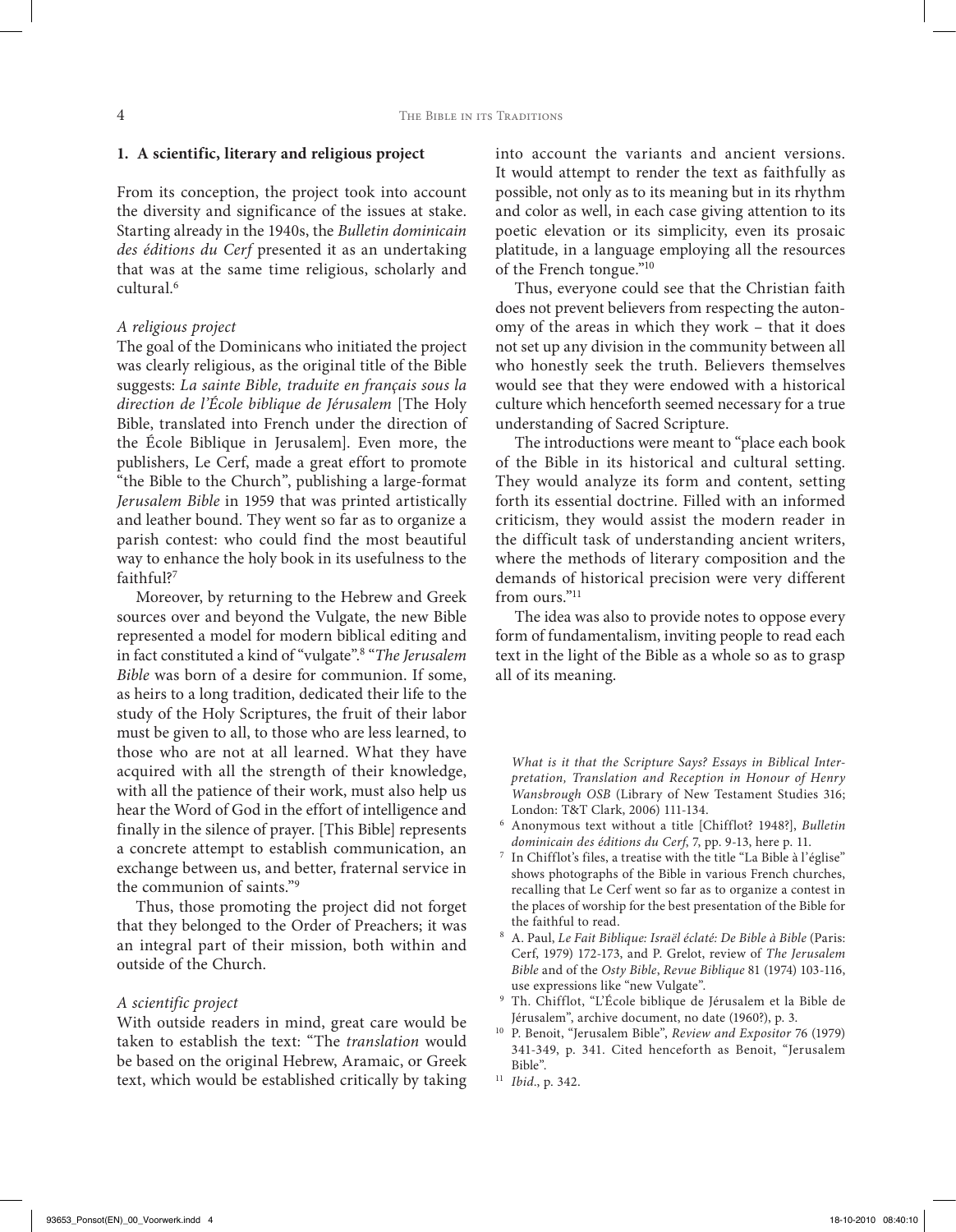## 1. A scientific, literary and religious project

From its conception, the project took into account the diversity and significance of the issues at stake. Starting already in the 1940s, the *Bulletin dominicain des éditions du Cerf* presented it as an undertaking that was at the same time religious, scholarly and cultural.[6]

*A religious project*

The goal of the Dominicans who initiated the project was clearly religious, as the original title of the Bible suggests: *La sainte Bible, traduite en français sous la direction de l'École biblique de Jérusalem* [The Holy Bible, translated into French under the direction of the École Biblique in Jerusalem]. Even more, the publishers, Le Cerf, made a great effort to promote "the Bible to the Church", publishing a large-format *Jerusalem Bible* in 1959 that was printed artistically and leather bound. They went so far as to organize a parish contest: who could find the most beautiful way to enhance the holy book in its usefulness to the faithful?[7]

Moreover, by returning to the Hebrew and Greek sources over and beyond the Vulgate, the new Bible represented a model for modern biblical editing and in fact constituted a kind of "vulgate".[8] "*The Jerusalem Bible* was born of a desire for communion. If some, as heirs to a long tradition, dedicated their life to the study of the Holy Scriptures, the fruit of their labor must be given to all, to those who are less learned, to those who are not at all learned. What they have acquired with all the strength of their knowledge, with all the patience of their work, must also help us hear the Word of God in the effort of intelligence and finally in the silence of prayer. [This Bible] represents a concrete attempt to establish communication, an exchange between us, and better, fraternal service in the communion of saints."[9]

Thus, those promoting the project did not forget that they belonged to the Order of Preachers; it was an integral part of their mission, both within and outside of the Church.

*A scientific project*

With outside readers in mind, great care would be taken to establish the text: "The *translation* would be based on the original Hebrew, Aramaic, or Greek text, which would be established critically by taking into account the variants and ancient versions. It would attempt to render the text as faithfully as possible, not only as to its meaning but in its rhythm and color as well, in each case giving attention to its poetic elevation or its simplicity, even its prosaic platitude, in a language employing all the resources of the French tongue."[10]

Thus, everyone could see that the Christian faith does not prevent believers from respecting the autonomy of the areas in which they work – that it does not set up any division in the community between all who honestly seek the truth. Believers themselves would see that they were endowed with a historical culture which henceforth seemed necessary for a true understanding of Sacred Scripture.

The introductions were meant to "place each book of the Bible in its historical and cultural setting. They would analyze its form and content, setting forth its essential doctrine. Filled with an informed criticism, they would assist the modern reader in the difficult task of understanding ancient writers, where the methods of literary composition and the demands of historical precision were very different from ours."[11]

The idea was also to provide notes to oppose every form of fundamentalism, inviting people to read each text in the light of the Bible as a whole so as to grasp all of its meaning.

*What is it that the Scripture Says? Essays in Biblical Interpretation, Translation and Reception in Honour of Henry Wansbrough OSB* (Library of New Testament Studies 316; London: T&T Clark, 2006) 111-134.

[6] Anonymous text without a title [Chifflot? 1948?], *Bulletin dominicain des éditions du Cerf*, 7, pp. 9-13, here p. 11.

[7] In Chifflot's files, a treatise with the title "La Bible à l'église" shows photographs of the Bible in various French churches, recalling that Le Cerf went so far as to organize a contest in the places of worship for the best presentation of the Bible for the faithful to read.

[8] A. Paul, *Le Fait Biblique: Israël éclaté: De Bible à Bible* (Paris: Cerf, 1979) 172-173, and P. Grelot, review of *The Jerusalem Bible* and of the *Osty Bible*, *Revue Biblique* 81 (1974) 103-116, use expressions like "new Vulgate".

[9] Th. Chifflot, "L'École biblique de Jérusalem et la Bible de Jérusalem", archive document, no date (1960?), p. 3.

[10] P. Benoit, "Jerusalem Bible", *Review and Expositor* 76 (1979) 341-349, p. 341. Cited henceforth as Benoit, "Jerusalem Bible".

[11] *Ibid.*, p. 342.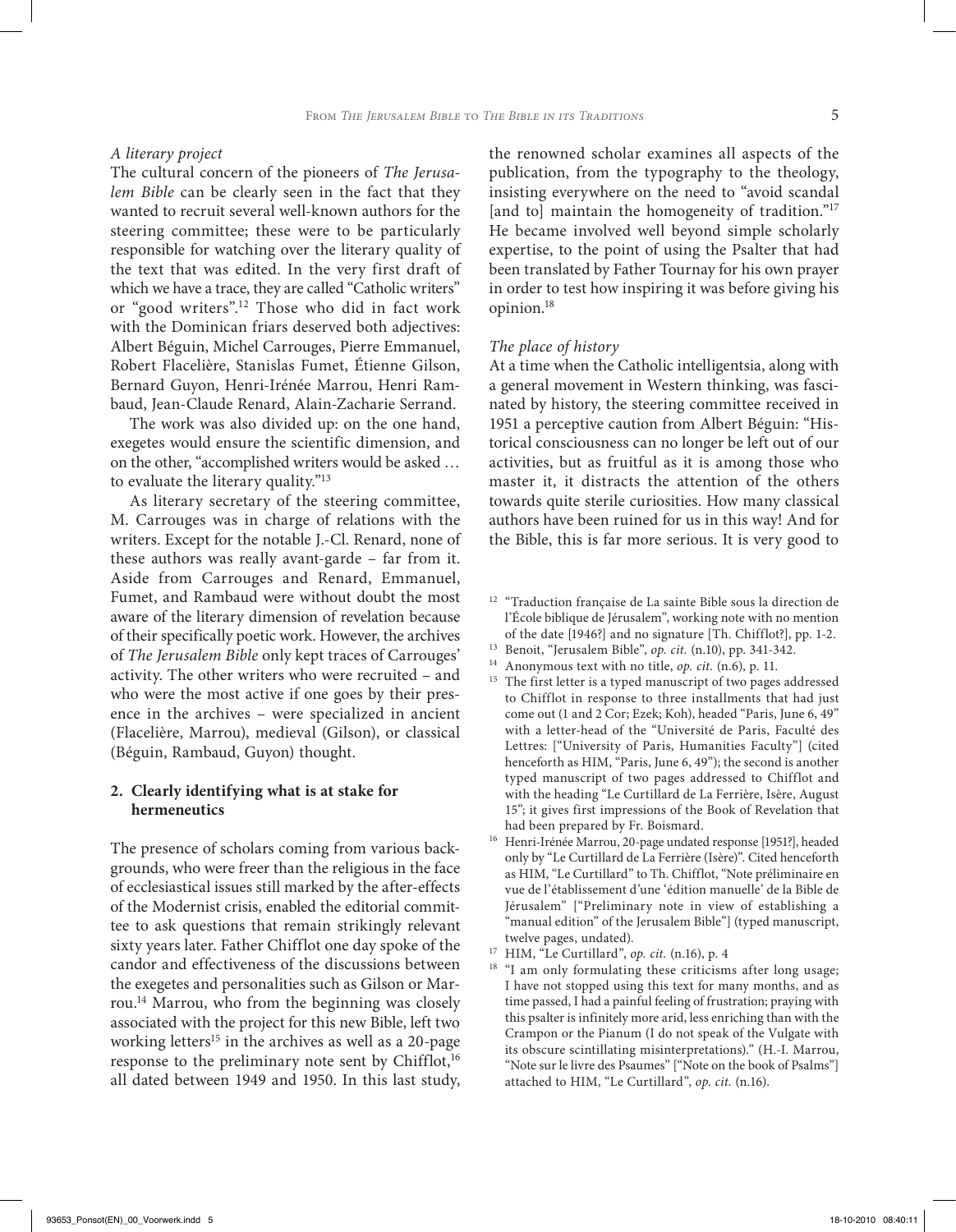*A literary project*

The cultural concern of the pioneers of *The Jerusalem Bible* can be clearly seen in the fact that they wanted to recruit several well-known authors for the steering committee; these were to be particularly responsible for watching over the literary quality of the text that was edited. In the very first draft of which we have a trace, they are called "Catholic writers" or "good writers".[12] Those who did in fact work with the Dominican friars deserved both adjectives: Albert Béguin, Michel Carrouges, Pierre Emmanuel, Robert Flacelière, Stanislas Fumet, Étienne Gilson, Bernard Guyon, Henri-Irénée Marrou, Henri Rambaud, Jean-Claude Renard, Alain-Zacharie Serrand.

The work was also divided up: on the one hand, exegetes would ensure the scientific dimension, and on the other, "accomplished writers would be asked … to evaluate the literary quality."[13]

As literary secretary of the steering committee, M. Carrouges was in charge of relations with the writers. Except for the notable J.-Cl. Renard, none of these authors was really avant-garde – far from it. Aside from Carrouges and Renard, Emmanuel, Fumet, and Rambaud were without doubt the most aware of the literary dimension of revelation because of their specifically poetic work. However, the archives of *The Jerusalem Bible* only kept traces of Carrouges' activity. The other writers who were recruited – and who were the most active if one goes by their presence in the archives – were specialized in ancient (Flacelière, Marrou), medieval (Gilson), or classical (Béguin, Rambaud, Guyon) thought.

## 2. Clearly identifying what is at stake for hermeneutics

The presence of scholars coming from various backgrounds, who were freer than the religious in the face of ecclesiastical issues still marked by the after-effects of the Modernist crisis, enabled the editorial committee to ask questions that remain strikingly relevant sixty years later. Father Chifflot one day spoke of the candor and effectiveness of the discussions between the exegetes and personalities such as Gilson or Marrou.[14] Marrou, who from the beginning was closely associated with the project for this new Bible, left two working letters[15] in the archives as well as a 20-page response to the preliminary note sent by Chifflot,[16] all dated between 1949 and 1950. In this last study, the renowned scholar examines all aspects of the publication, from the typography to the theology, insisting everywhere on the need to "avoid scandal [and to] maintain the homogeneity of tradition."[17] He became involved well beyond simple scholarly expertise, to the point of using the Psalter that had been translated by Father Tournay for his own prayer in order to test how inspiring it was before giving his opinion.[18]

*The place of history*

At a time when the Catholic intelligentsia, along with a general movement in Western thinking, was fascinated by history, the steering committee received in 1951 a perceptive caution from Albert Béguin: "Historical consciousness can no longer be left out of our activities, but as fruitful as it is among those who master it, it distracts the attention of the others towards quite sterile curiosities. How many classical authors have been ruined for us in this way! And for the Bible, this is far more serious. It is very good to

---

[12] "Traduction française de La sainte Bible sous la direction de l'École biblique de Jérusalem", working note with no mention of the date [1946?] and no signature [Th. Chifflot?], pp. 1-2.

[13] Benoit, "Jerusalem Bible", *op. cit.* (n.10), pp. 341-342.

[14] Anonymous text with no title, *op. cit.* (n.6), p. 11.

[15] The first letter is a typed manuscript of two pages addressed to Chifflot in response to three installments that had just come out (1 and 2 Cor; Ezek; Koh), headed "Paris, June 6, 49" with a letter-head of the "Université de Paris, Faculté des Lettres: ["University of Paris, Humanities Faculty"] (cited henceforth as HIM, "Paris, June 6, 49"); the second is another typed manuscript of two pages addressed to Chifflot and with the heading "Le Curtillard de La Ferrière, Isère, August 15"; it gives first impressions of the Book of Revelation that had been prepared by Fr. Boismard.

[16] Henri-Irénée Marrou, 20-page undated response [1951?], headed only by "Le Curtillard de La Ferrière (Isère)". Cited henceforth as HIM, "Le Curtillard" to Th. Chifflot, "Note préliminaire en vue de l'établissement d'une 'édition manuelle' de la Bible de Jérusalem" ["Preliminary note in view of establishing a "manual edition" of the Jerusalem Bible"] (typed manuscript, twelve pages, undated).

[17] HIM, "Le Curtillard", *op. cit.* (n.16), p. 4

[18] "I am only formulating these criticisms after long usage; I have not stopped using this text for many months, and as time passed, I had a painful feeling of frustration; praying with this psalter is infinitely more arid, less enriching than with the Crampon or the Pianum (I do not speak of the Vulgate with its obscure scintillating misinterpretations)." (H.-I. Marrou, "Note sur le livre des Psaumes" ["Note on the book of Psalms"] attached to HIM, "Le Curtillard", *op. cit.* (n.16).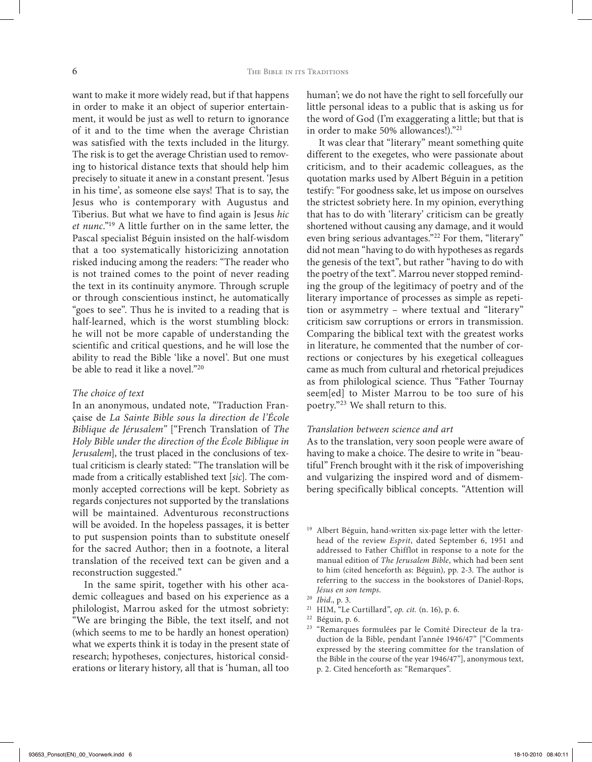want to make it more widely read, but if that happens in order to make it an object of superior entertainment, it would be just as well to return to ignorance of it and to the time when the average Christian was satisfied with the texts included in the liturgy. The risk is to get the average Christian used to removing to historical distance texts that should help him precisely to situate it anew in a constant present. 'Jesus in his time', as someone else says! That is to say, the Jesus who is contemporary with Augustus and Tiberius. But what we have to find again is Jesus *hic et nunc*."[19] A little further on in the same letter, the Pascal specialist Béguin insisted on the half-wisdom that a too systematically historicizing annotation risked inducing among the readers: "The reader who is not trained comes to the point of never reading the text in its continuity anymore. Through scruple or through conscientious instinct, he automatically "goes to see". Thus he is invited to a reading that is half-learned, which is the worst stumbling block: he will not be more capable of understanding the scientific and critical questions, and he will lose the ability to read the Bible 'like a novel'. But one must be able to read it like a novel."[20]

### *The choice of text*

In an anonymous, undated note, "Traduction Française de *La Sainte Bible sous la direction de l'École Biblique de Jérusalem*" ["French Translation of *The Holy Bible under the direction of the École Biblique in Jerusalem*], the trust placed in the conclusions of textual criticism is clearly stated: "The translation will be made from a critically established text [*sic*]. The commonly accepted corrections will be kept. Sobriety as regards conjectures not supported by the translations will be maintained. Adventurous reconstructions will be avoided. In the hopeless passages, it is better to put suspension points than to substitute oneself for the sacred Author; then in a footnote, a literal translation of the received text can be given and a reconstruction suggested."

In the same spirit, together with his other academic colleagues and based on his experience as a philologist, Marrou asked for the utmost sobriety: "We are bringing the Bible, the text itself, and not (which seems to me to be hardly an honest operation) what we experts think it is today in the present state of research; hypotheses, conjectures, historical considerations or literary history, all that is 'human, all too human'; we do not have the right to sell forcefully our little personal ideas to a public that is asking us for the word of God (I'm exaggerating a little; but that is in order to make 50% allowances!)."[21]

It was clear that "literary" meant something quite different to the exegetes, who were passionate about criticism, and to their academic colleagues, as the quotation marks used by Albert Béguin in a petition testify: "For goodness sake, let us impose on ourselves the strictest sobriety here. In my opinion, everything that has to do with 'literary' criticism can be greatly shortened without causing any damage, and it would even bring serious advantages."[22] For them, "literary" did not mean "having to do with hypotheses as regards the genesis of the text", but rather "having to do with the poetry of the text". Marrou never stopped reminding the group of the legitimacy of poetry and of the literary importance of processes as simple as repetition or asymmetry – where textual and "literary" criticism saw corruptions or errors in transmission. Comparing the biblical text with the greatest works in literature, he commented that the number of corrections or conjectures by his exegetical colleagues came as much from cultural and rhetorical prejudices as from philological science. Thus "Father Tournay seem[ed] to Mister Marrou to be too sure of his poetry."[23] We shall return to this.

### *Translation between science and art*

As to the translation, very soon people were aware of having to make a choice. The desire to write in "beautiful" French brought with it the risk of impoverishing and vulgarizing the inspired word and of dismembering specifically biblical concepts. "Attention will

---

[19] Albert Béguin, hand-written six-page letter with the letterhead of the review *Esprit*, dated September 6, 1951 and addressed to Father Chifflot in response to a note for the manual edition of *The Jerusalem Bible*, which had been sent to him (cited henceforth as: Béguin), pp. 2-3. The author is referring to the success in the bookstores of Daniel-Rops, *Jésus en son temps*.

[20] *Ibid.*, p. 3.

[21] HIM, "Le Curtillard", *op. cit.* (n. 16), p. 6.

[22] Béguin, p. 6.

[23] "Remarques formulées par le Comité Directeur de la traduction de la Bible, pendant l'année 1946/47" ["Comments expressed by the steering committee for the translation of the Bible in the course of the year 1946/47"], anonymous text, p. 2. Cited henceforth as: "Remarques".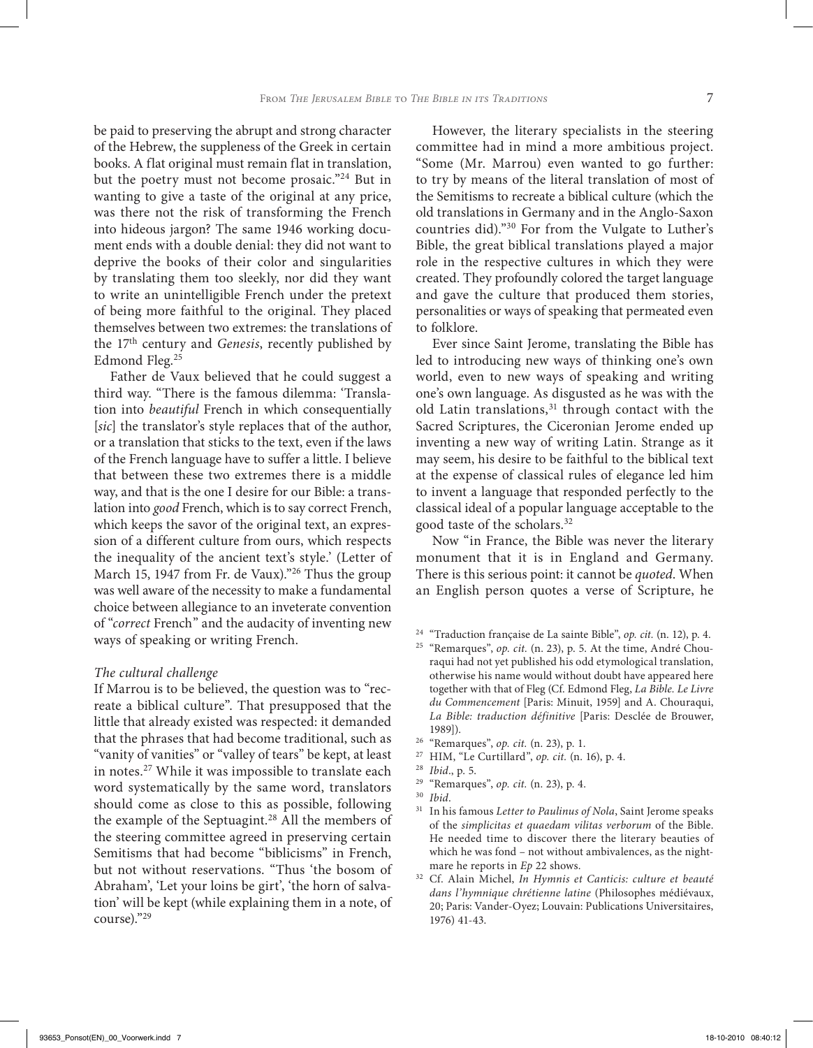be paid to preserving the abrupt and strong character of the Hebrew, the suppleness of the Greek in certain books. A flat original must remain flat in translation, but the poetry must not become prosaic."[24] But in wanting to give a taste of the original at any price, was there not the risk of transforming the French into hideous jargon? The same 1946 working document ends with a double denial: they did not want to deprive the books of their color and singularities by translating them too sleekly, nor did they want to write an unintelligible French under the pretext of being more faithful to the original. They placed themselves between two extremes: the translations of the 17th century and *Genesis*, recently published by Edmond Fleg.[25]

Father de Vaux believed that he could suggest a third way. "There is the famous dilemma: 'Translation into *beautiful* French in which consequentially [*sic*] the translator's style replaces that of the author, or a translation that sticks to the text, even if the laws of the French language have to suffer a little. I believe that between these two extremes there is a middle way, and that is the one I desire for our Bible: a translation into *good* French, which is to say correct French, which keeps the savor of the original text, an expression of a different culture from ours, which respects the inequality of the ancient text's style.' (Letter of March 15, 1947 from Fr. de Vaux)."[26] Thus the group was well aware of the necessity to make a fundamental choice between allegiance to an inveterate convention of "*correct* French" and the audacity of inventing new ways of speaking or writing French.

*The cultural challenge*

If Marrou is to be believed, the question was to "recreate a biblical culture". That presupposed that the little that already existed was respected: it demanded that the phrases that had become traditional, such as "vanity of vanities" or "valley of tears" be kept, at least in notes.[27] While it was impossible to translate each word systematically by the same word, translators should come as close to this as possible, following the example of the Septuagint.[28] All the members of the steering committee agreed in preserving certain Semitisms that had become "biblicisms" in French, but not without reservations. "Thus 'the bosom of Abraham', 'Let your loins be girt', 'the horn of salvation' will be kept (while explaining them in a note, of course)."[29]

However, the literary specialists in the steering committee had in mind a more ambitious project. "Some (Mr. Marrou) even wanted to go further: to try by means of the literal translation of most of the Semitisms to recreate a biblical culture (which the old translations in Germany and in the Anglo-Saxon countries did)."[30] For from the Vulgate to Luther's Bible, the great biblical translations played a major role in the respective cultures in which they were created. They profoundly colored the target language and gave the culture that produced them stories, personalities or ways of speaking that permeated even to folklore.

Ever since Saint Jerome, translating the Bible has led to introducing new ways of thinking one's own world, even to new ways of speaking and writing one's own language. As disgusted as he was with the old Latin translations,[31] through contact with the Sacred Scriptures, the Ciceronian Jerome ended up inventing a new way of writing Latin. Strange as it may seem, his desire to be faithful to the biblical text at the expense of classical rules of elegance led him to invent a language that responded perfectly to the classical ideal of a popular language acceptable to the good taste of the scholars.[32]

Now "in France, the Bible was never the literary monument that it is in England and Germany. There is this serious point: it cannot be *quoted*. When an English person quotes a verse of Scripture, he

[24] "Traduction française de La sainte Bible", *op. cit.* (n. 12), p. 4.

[25] "Remarques", *op. cit.* (n. 23), p. 5. At the time, André Chouraqui had not yet published his odd etymological translation, otherwise his name would without doubt have appeared here together with that of Fleg (Cf. Edmond Fleg, *La Bible. Le Livre du Commencement* [Paris: Minuit, 1959] and A. Chouraqui, *La Bible: traduction définitive* [Paris: Desclée de Brouwer, 1989]).

[26] "Remarques", *op. cit.* (n. 23), p. 1.

[27] HIM, "Le Curtillard", *op. cit.* (n. 16), p. 4.

[28] *Ibid*., p. 5.

[29] "Remarques", *op. cit.* (n. 23), p. 4.

[30] *Ibid*.

[31] In his famous *Letter to Paulinus of Nola*, Saint Jerome speaks of the *simplicitas et quaedam vilitas verborum* of the Bible. He needed time to discover there the literary beauties of which he was fond – not without ambivalences, as the nightmare he reports in *Ep* 22 shows.

[32] Cf. Alain Michel, *In Hymnis et Canticis: culture et beauté dans l'hymnique chrétienne latine* (Philosophes médiévaux, 20; Paris: Vander-Oyez; Louvain: Publications Universitaires, 1976) 41-43.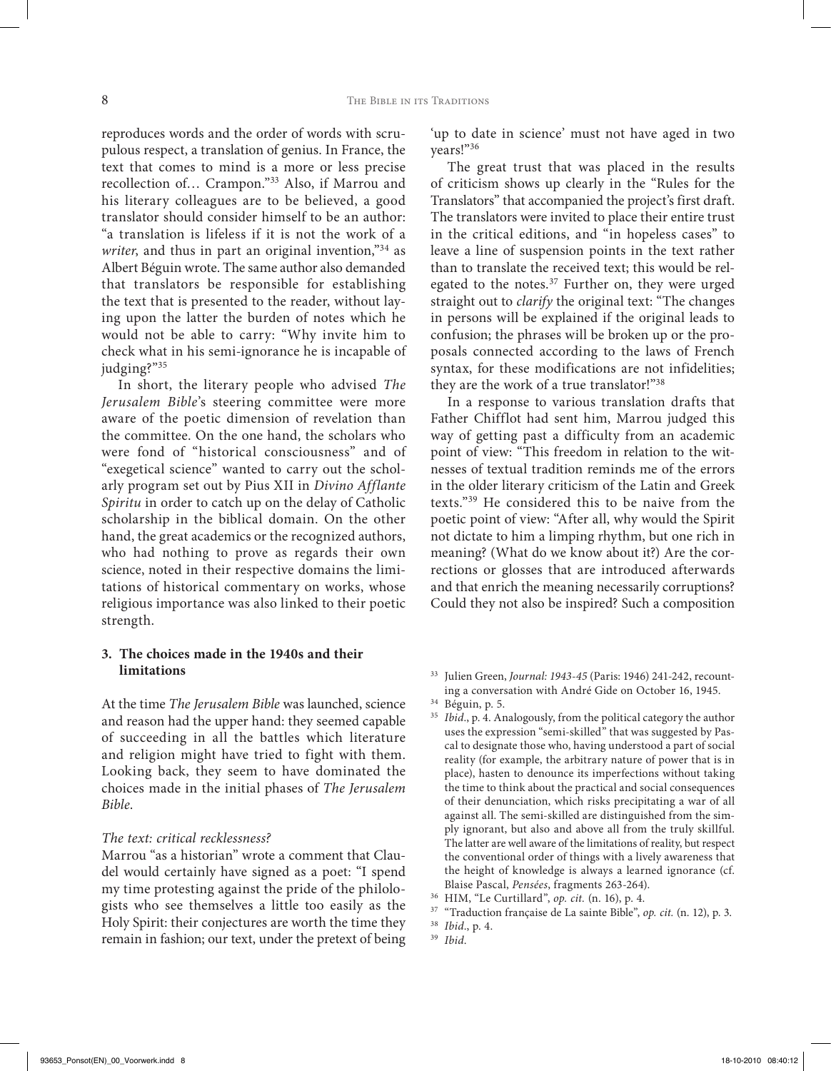reproduces words and the order of words with scrupulous respect, a translation of genius. In France, the text that comes to mind is a more or less precise recollection of… Crampon."[33] Also, if Marrou and his literary colleagues are to be believed, a good translator should consider himself to be an author: "a translation is lifeless if it is not the work of a *writer*, and thus in part an original invention,"[34] as Albert Béguin wrote. The same author also demanded that translators be responsible for establishing the text that is presented to the reader, without laying upon the latter the burden of notes which he would not be able to carry: "Why invite him to check what in his semi-ignorance he is incapable of judging?"[35]

In short, the literary people who advised *The Jerusalem Bible*'s steering committee were more aware of the poetic dimension of revelation than the committee. On the one hand, the scholars who were fond of "historical consciousness" and of "exegetical science" wanted to carry out the scholarly program set out by Pius XII in *Divino Afflante Spiritu* in order to catch up on the delay of Catholic scholarship in the biblical domain. On the other hand, the great academics or the recognized authors, who had nothing to prove as regards their own science, noted in their respective domains the limitations of historical commentary on works, whose religious importance was also linked to their poetic strength.

### 3. The choices made in the 1940s and their limitations

At the time *The Jerusalem Bible* was launched, science and reason had the upper hand: they seemed capable of succeeding in all the battles which literature and religion might have tried to fight with them. Looking back, they seem to have dominated the choices made in the initial phases of *The Jerusalem Bible*.

#### *The text: critical recklessness?*

Marrou "as a historian" wrote a comment that Claudel would certainly have signed as a poet: "I spend my time protesting against the pride of the philologists who see themselves a little too easily as the Holy Spirit: their conjectures are worth the time they remain in fashion; our text, under the pretext of being 'up to date in science' must not have aged in two years!"[36]

The great trust that was placed in the results of criticism shows up clearly in the "Rules for the Translators" that accompanied the project's first draft. The translators were invited to place their entire trust in the critical editions, and "in hopeless cases" to leave a line of suspension points in the text rather than to translate the received text; this would be relegated to the notes.[37] Further on, they were urged straight out to *clarify* the original text: "The changes in persons will be explained if the original leads to confusion; the phrases will be broken up or the proposals connected according to the laws of French syntax, for these modifications are not infidelities; they are the work of a true translator!"[38]

In a response to various translation drafts that Father Chifflot had sent him, Marrou judged this way of getting past a difficulty from an academic point of view: "This freedom in relation to the witnesses of textual tradition reminds me of the errors in the older literary criticism of the Latin and Greek texts."[39] He considered this to be naive from the poetic point of view: "After all, why would the Spirit not dictate to him a limping rhythm, but one rich in meaning? (What do we know about it?) Are the corrections or glosses that are introduced afterwards and that enrich the meaning necessarily corruptions? Could they not also be inspired? Such a composition

---

[33] Julien Green, *Journal: 1943-45* (Paris: 1946) 241-242, recounting a conversation with André Gide on October 16, 1945.

[34] Béguin, p. 5.

[35] *Ibid*., p. 4. Analogously, from the political category the author uses the expression "semi-skilled" that was suggested by Pascal to designate those who, having understood a part of social reality (for example, the arbitrary nature of power that is in place), hasten to denounce its imperfections without taking the time to think about the practical and social consequences of their denunciation, which risks precipitating a war of all against all. The semi-skilled are distinguished from the simply ignorant, but also and above all from the truly skillful. The latter are well aware of the limitations of reality, but respect the conventional order of things with a lively awareness that the height of knowledge is always a learned ignorance (cf. Blaise Pascal, *Pensées*, fragments 263-264).

[36] HIM, "Le Curtillard", *op. cit.* (n. 16), p. 4.

[37] "Traduction française de La sainte Bible", *op. cit.* (n. 12), p. 3.

[38] *Ibid*., p. 4.

[39] *Ibid.*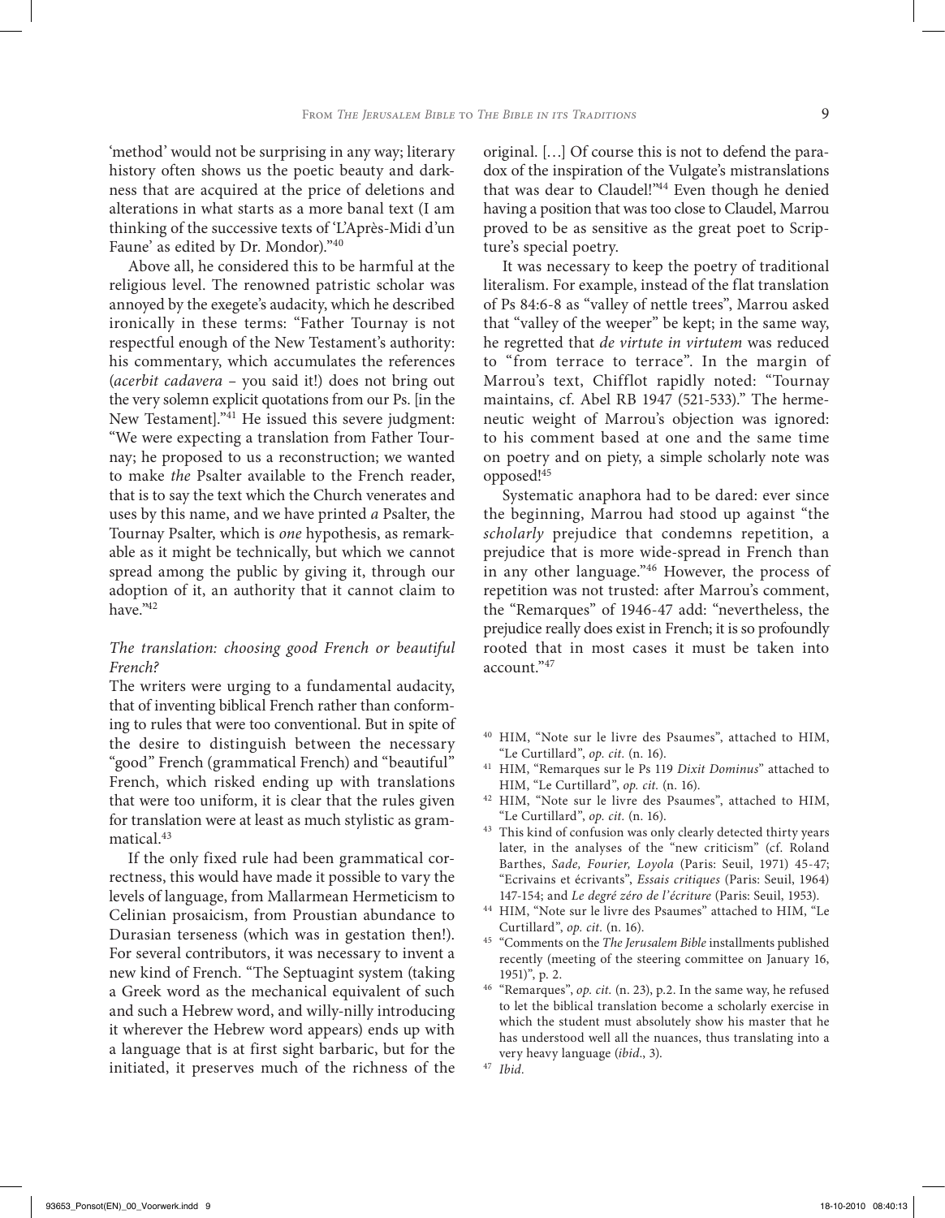'method' would not be surprising in any way; literary history often shows us the poetic beauty and darkness that are acquired at the price of deletions and alterations in what starts as a more banal text (I am thinking of the successive texts of 'L'Après-Midi d'un Faune' as edited by Dr. Mondor)."[40]

Above all, he considered this to be harmful at the religious level. The renowned patristic scholar was annoyed by the exegete's audacity, which he described ironically in these terms: "Father Tournay is not respectful enough of the New Testament's authority: his commentary, which accumulates the references (*acerbit cadavera* – you said it!) does not bring out the very solemn explicit quotations from our Ps. [in the New Testament]."[41] He issued this severe judgment: "We were expecting a translation from Father Tournay; he proposed to us a reconstruction; we wanted to make *the* Psalter available to the French reader, that is to say the text which the Church venerates and uses by this name, and we have printed *a* Psalter, the Tournay Psalter, which is *one* hypothesis, as remarkable as it might be technically, but which we cannot spread among the public by giving it, through our adoption of it, an authority that it cannot claim to have."[42]

### *The translation: choosing good French or beautiful French?*

The writers were urging to a fundamental audacity, that of inventing biblical French rather than conforming to rules that were too conventional. But in spite of the desire to distinguish between the necessary "good" French (grammatical French) and "beautiful" French, which risked ending up with translations that were too uniform, it is clear that the rules given for translation were at least as much stylistic as grammatical.[43]

If the only fixed rule had been grammatical correctness, this would have made it possible to vary the levels of language, from Mallarmean Hermeticism to Celinian prosaicism, from Proustian abundance to Durasian terseness (which was in gestation then!). For several contributors, it was necessary to invent a new kind of French. "The Septuagint system (taking a Greek word as the mechanical equivalent of such and such a Hebrew word, and willy-nilly introducing it wherever the Hebrew word appears) ends up with a language that is at first sight barbaric, but for the initiated, it preserves much of the richness of the original. […] Of course this is not to defend the paradox of the inspiration of the Vulgate's mistranslations that was dear to Claudel!"[44] Even though he denied having a position that was too close to Claudel, Marrou proved to be as sensitive as the great poet to Scripture's special poetry.

It was necessary to keep the poetry of traditional literalism. For example, instead of the flat translation of Ps 84:6-8 as "valley of nettle trees", Marrou asked that "valley of the weeper" be kept; in the same way, he regretted that *de virtute in virtutem* was reduced to "from terrace to terrace". In the margin of Marrou's text, Chifflot rapidly noted: "Tournay maintains, cf. Abel RB 1947 (521-533)." The hermeneutic weight of Marrou's objection was ignored: to his comment based at one and the same time on poetry and on piety, a simple scholarly note was opposed![45]

Systematic anaphora had to be dared: ever since the beginning, Marrou had stood up against "the *scholarly* prejudice that condemns repetition, a prejudice that is more wide-spread in French than in any other language."[46] However, the process of repetition was not trusted: after Marrou's comment, the "Remarques" of 1946-47 add: "nevertheless, the prejudice really does exist in French; it is so profoundly rooted that in most cases it must be taken into account."[47]

---

[40] HIM, "Note sur le livre des Psaumes", attached to HIM, "Le Curtillard", *op. cit.* (n. 16).

[41] HIM, "Remarques sur le Ps 119 *Dixit Dominus*" attached to HIM, "Le Curtillard", *op. cit.* (n. 16).

[42] HIM, "Note sur le livre des Psaumes", attached to HIM, "Le Curtillard", *op. cit.* (n. 16).

[43] This kind of confusion was only clearly detected thirty years later, in the analyses of the "new criticism" (cf. Roland Barthes, *Sade, Fourier, Loyola* (Paris: Seuil, 1971) 45-47; "Ecrivains et écrivants", *Essais critiques* (Paris: Seuil, 1964) 147-154; and *Le degré zéro de l'écriture* (Paris: Seuil, 1953).

[44] HIM, "Note sur le livre des Psaumes" attached to HIM, "Le Curtillard", *op. cit.* (n. 16).

[45] "Comments on the *The Jerusalem Bible* installments published recently (meeting of the steering committee on January 16, 1951)", p. 2.

[46] "Remarques", *op. cit.* (n. 23), p.2. In the same way, he refused to let the biblical translation become a scholarly exercise in which the student must absolutely show his master that he has understood well all the nuances, thus translating into a very heavy language (*ibid*., 3).

[47] *Ibid.*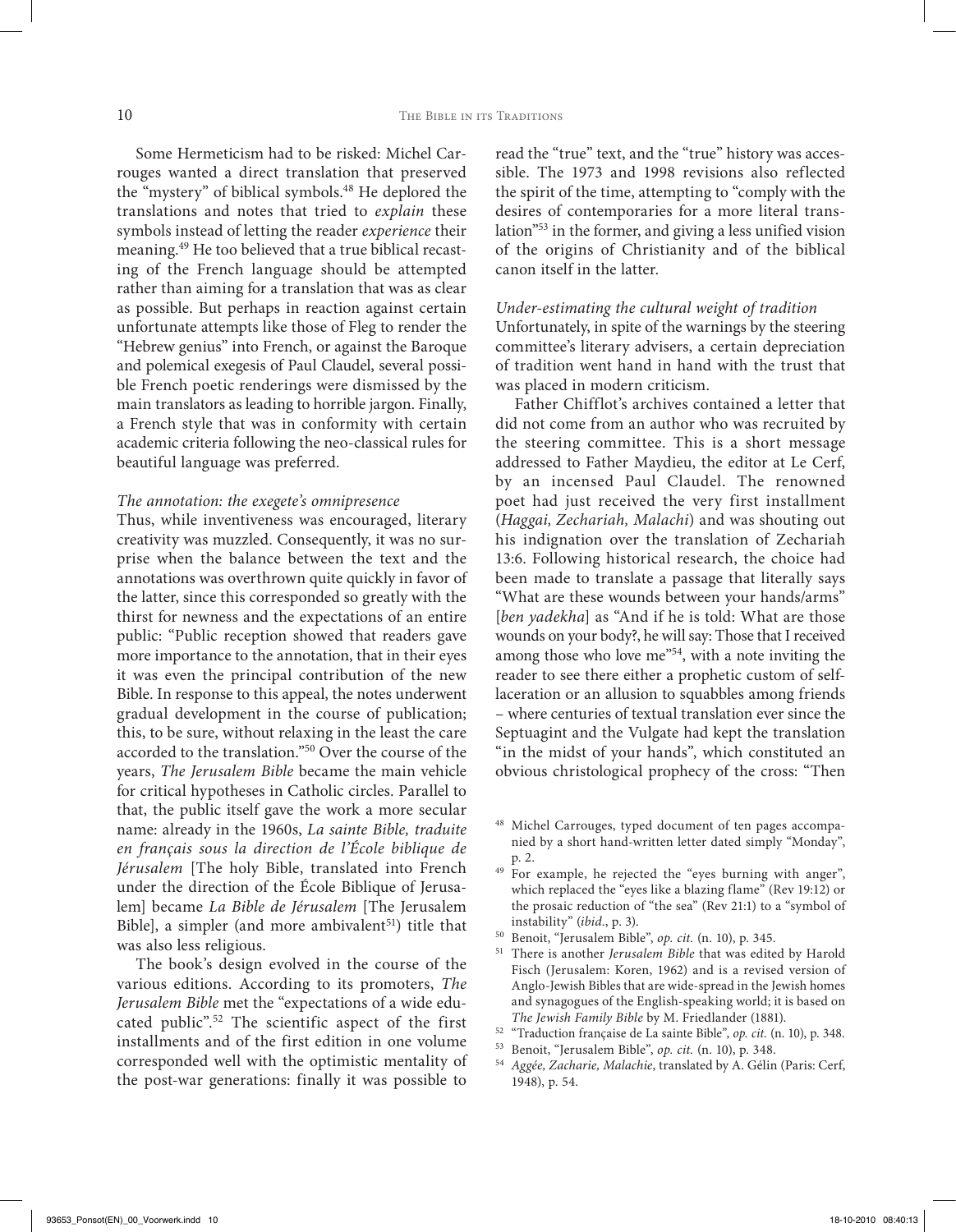Some Hermeticism had to be risked: Michel Carrouges wanted a direct translation that preserved the "mystery" of biblical symbols.[48] He deplored the translations and notes that tried to *explain* these symbols instead of letting the reader *experience* their meaning.[49] He too believed that a true biblical recasting of the French language should be attempted rather than aiming for a translation that was as clear as possible. But perhaps in reaction against certain unfortunate attempts like those of Fleg to render the "Hebrew genius" into French, or against the Baroque and polemical exegesis of Paul Claudel, several possible French poetic renderings were dismissed by the main translators as leading to horrible jargon. Finally, a French style that was in conformity with certain academic criteria following the neo-classical rules for beautiful language was preferred.

*The annotation: the exegete's omnipresence*

Thus, while inventiveness was encouraged, literary creativity was muzzled. Consequently, it was no surprise when the balance between the text and the annotations was overthrown quite quickly in favor of the latter, since this corresponded so greatly with the thirst for newness and the expectations of an entire public: "Public reception showed that readers gave more importance to the annotation, that in their eyes it was even the principal contribution of the new Bible. In response to this appeal, the notes underwent gradual development in the course of publication; this, to be sure, without relaxing in the least the care accorded to the translation."[50] Over the course of the years, *The Jerusalem Bible* became the main vehicle for critical hypotheses in Catholic circles. Parallel to that, the public itself gave the work a more secular name: already in the 1960s, *La sainte Bible, traduite en français sous la direction de l'École biblique de Jérusalem* [The holy Bible, translated into French under the direction of the École Biblique of Jerusalem] became *La Bible de Jérusalem* [The Jerusalem Bible], a simpler (and more ambivalent[51]) title that was also less religious.

The book's design evolved in the course of the various editions. According to its promoters, *The Jerusalem Bible* met the "expectations of a wide educated public".[52] The scientific aspect of the first installments and of the first edition in one volume corresponded well with the optimistic mentality of the post-war generations: finally it was possible to read the "true" text, and the "true" history was accessible. The 1973 and 1998 revisions also reflected the spirit of the time, attempting to "comply with the desires of contemporaries for a more literal translation"[53] in the former, and giving a less unified vision of the origins of Christianity and of the biblical canon itself in the latter.

*Under-estimating the cultural weight of tradition*

Unfortunately, in spite of the warnings by the steering committee's literary advisers, a certain depreciation of tradition went hand in hand with the trust that was placed in modern criticism.

Father Chifflot's archives contained a letter that did not come from an author who was recruited by the steering committee. This is a short message addressed to Father Maydieu, the editor at Le Cerf, by an incensed Paul Claudel. The renowned poet had just received the very first installment (*Haggai, Zechariah, Malachi*) and was shouting out his indignation over the translation of Zechariah 13:6. Following historical research, the choice had been made to translate a passage that literally says "What are these wounds between your hands/arms" [*ben yadekha*] as "And if he is told: What are those wounds on your body?, he will say: Those that I received among those who love me"[54], with a note inviting the reader to see there either a prophetic custom of self-laceration or an allusion to squabbles among friends – where centuries of textual translation ever since the Septuagint and the Vulgate had kept the translation "in the midst of your hands", which constituted an obvious christological prophecy of the cross: "Then

[48] Michel Carrouges, typed document of ten pages accompanied by a short hand-written letter dated simply "Monday", p. 2.

[49] For example, he rejected the "eyes burning with anger", which replaced the "eyes like a blazing flame" (Rev 19:12) or the prosaic reduction of "the sea" (Rev 21:1) to a "symbol of instability" (*ibid.*, p. 3).

[50] Benoit, "Jerusalem Bible", *op. cit.* (n. 10), p. 345.

[51] There is another *Jerusalem Bible* that was edited by Harold Fisch (Jerusalem: Koren, 1962) and is a revised version of Anglo-Jewish Bibles that are wide-spread in the Jewish homes and synagogues of the English-speaking world; it is based on *The Jewish Family Bible* by M. Friedlander (1881).

[52] "Traduction française de La sainte Bible", *op. cit.* (n. 10), p. 348.

[53] Benoit, "Jerusalem Bible", *op. cit.* (n. 10), p. 348.

[54] *Aggée, Zacharie, Malachie*, translated by A. Gélin (Paris: Cerf, 1948), p. 54.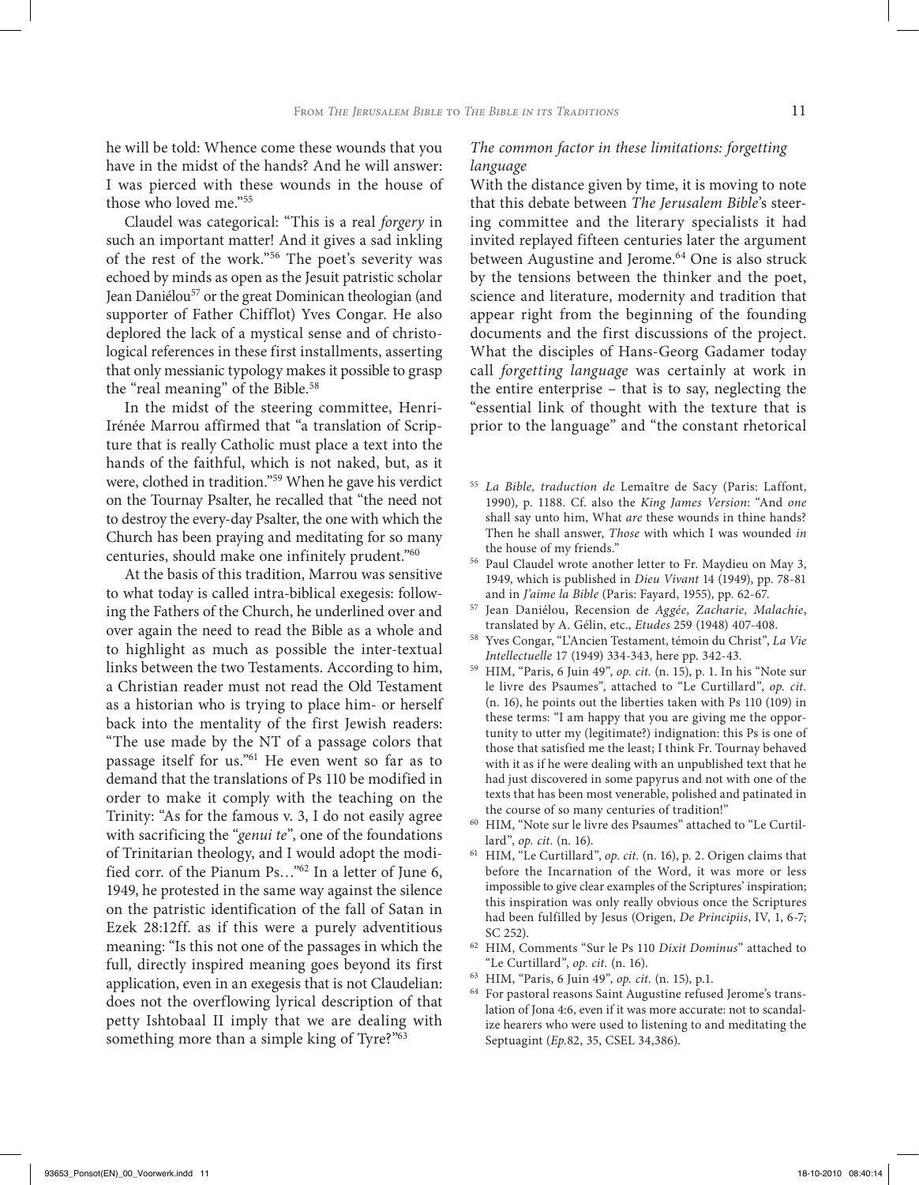he will be told: Whence come these wounds that you have in the midst of the hands? And he will answer: I was pierced with these wounds in the house of those who loved me."[55]

Claudel was categorical: "This is a real *forgery* in such an important matter! And it gives a sad inkling of the rest of the work."[56] The poet's severity was echoed by minds as open as the Jesuit patristic scholar Jean Daniélou[57] or the great Dominican theologian (and supporter of Father Chifflot) Yves Congar. He also deplored the lack of a mystical sense and of christological references in these first installments, asserting that only messianic typology makes it possible to grasp the "real meaning" of the Bible.[58]

In the midst of the steering committee, Henri-Irénée Marrou affirmed that "a translation of Scripture that is really Catholic must place a text into the hands of the faithful, which is not naked, but, as it were, clothed in tradition."[59] When he gave his verdict on the Tournay Psalter, he recalled that "the need not to destroy the every-day Psalter, the one with which the Church has been praying and meditating for so many centuries, should make one infinitely prudent."[60]

At the basis of this tradition, Marrou was sensitive to what today is called intra-biblical exegesis: following the Fathers of the Church, he underlined over and over again the need to read the Bible as a whole and to highlight as much as possible the inter-textual links between the two Testaments. According to him, a Christian reader must not read the Old Testament as a historian who is trying to place him- or herself back into the mentality of the first Jewish readers: "The use made by the NT of a passage colors that passage itself for us."[61] He even went so far as to demand that the translations of Ps 110 be modified in order to make it comply with the teaching on the Trinity: "As for the famous v. 3, I do not easily agree with sacrificing the "*genui te*", one of the foundations of Trinitarian theology, and I would adopt the modified corr. of the Pianum Ps…"[62] In a letter of June 6, 1949, he protested in the same way against the silence on the patristic identification of the fall of Satan in Ezek 28:12ff. as if this were a purely adventitious meaning: "Is this not one of the passages in which the full, directly inspired meaning goes beyond its first application, even in an exegesis that is not Claudelian: does not the overflowing lyrical description of that petty Ishtobaal II imply that we are dealing with something more than a simple king of Tyre?"[63]

### *The common factor in these limitations: forgetting language*

With the distance given by time, it is moving to note that this debate between *The Jerusalem Bible*'s steering committee and the literary specialists it had invited replayed fifteen centuries later the argument between Augustine and Jerome.[64] One is also struck by the tensions between the thinker and the poet, science and literature, modernity and tradition that appear right from the beginning of the founding documents and the first discussions of the project. What the disciples of Hans-Georg Gadamer today call *forgetting language* was certainly at work in the entire enterprise – that is to say, neglecting the "essential link of thought with the texture that is prior to the language" and "the constant rhetorical

---

[55] *La Bible, traduction de* Lemaître de Sacy (Paris: Laffont, 1990), p. 1188. Cf. also the *King James Version*: "And *one* shall say unto him, What *are* these wounds in thine hands? Then he shall answer, *Those* with which I was wounded *in* the house of my friends."

[56] Paul Claudel wrote another letter to Fr. Maydieu on May 3, 1949, which is published in *Dieu Vivant* 14 (1949), pp. 78-81 and in *J'aime la Bible* (Paris: Fayard, 1955), pp. 62-67.

[57] Jean Daniélou, Recension de *Aggée, Zacharie, Malachie*, translated by A. Gélin, etc., *Etudes* 259 (1948) 407-408.

[58] Yves Congar, "L'Ancien Testament, témoin du Christ", *La Vie Intellectuelle* 17 (1949) 334-343, here pp. 342-43.

[59] HIM, "Paris, 6 Juin 49", *op. cit.* (n. 15), p. 1. In his "Note sur le livre des Psaumes", attached to "Le Curtillard", *op. cit.* (n. 16), he points out the liberties taken with Ps 110 (109) in these terms: "I am happy that you are giving me the opportunity to utter my (legitimate?) indignation: this Ps is one of those that satisfied me the least; I think Fr. Tournay behaved with it as if he were dealing with an unpublished text that he had just discovered in some papyrus and not with one of the texts that has been most venerable, polished and patinated in the course of so many centuries of tradition!"

[60] HIM, "Note sur le livre des Psaumes" attached to "Le Curtillard", *op. cit.* (n. 16).

[61] HIM, "Le Curtillard", *op. cit.* (n. 16), p. 2. Origen claims that before the Incarnation of the Word, it was more or less impossible to give clear examples of the Scriptures' inspiration; this inspiration was only really obvious once the Scriptures had been fulfilled by Jesus (Origen, *De Principiis*, IV, 1, 6-7; SC 252).

[62] HIM, Comments "Sur le Ps 110 *Dixit Dominus*" attached to "Le Curtillard", *op. cit.* (n. 16).

[63] HIM, "Paris, 6 Juin 49", *op. cit.* (n. 15), p.1.

[64] For pastoral reasons Saint Augustine refused Jerome's translation of Jona 4:6, even if it was more accurate: not to scandalize hearers who were used to listening to and meditating the Septuagint (*Ep.*82, 35, CSEL 34,386).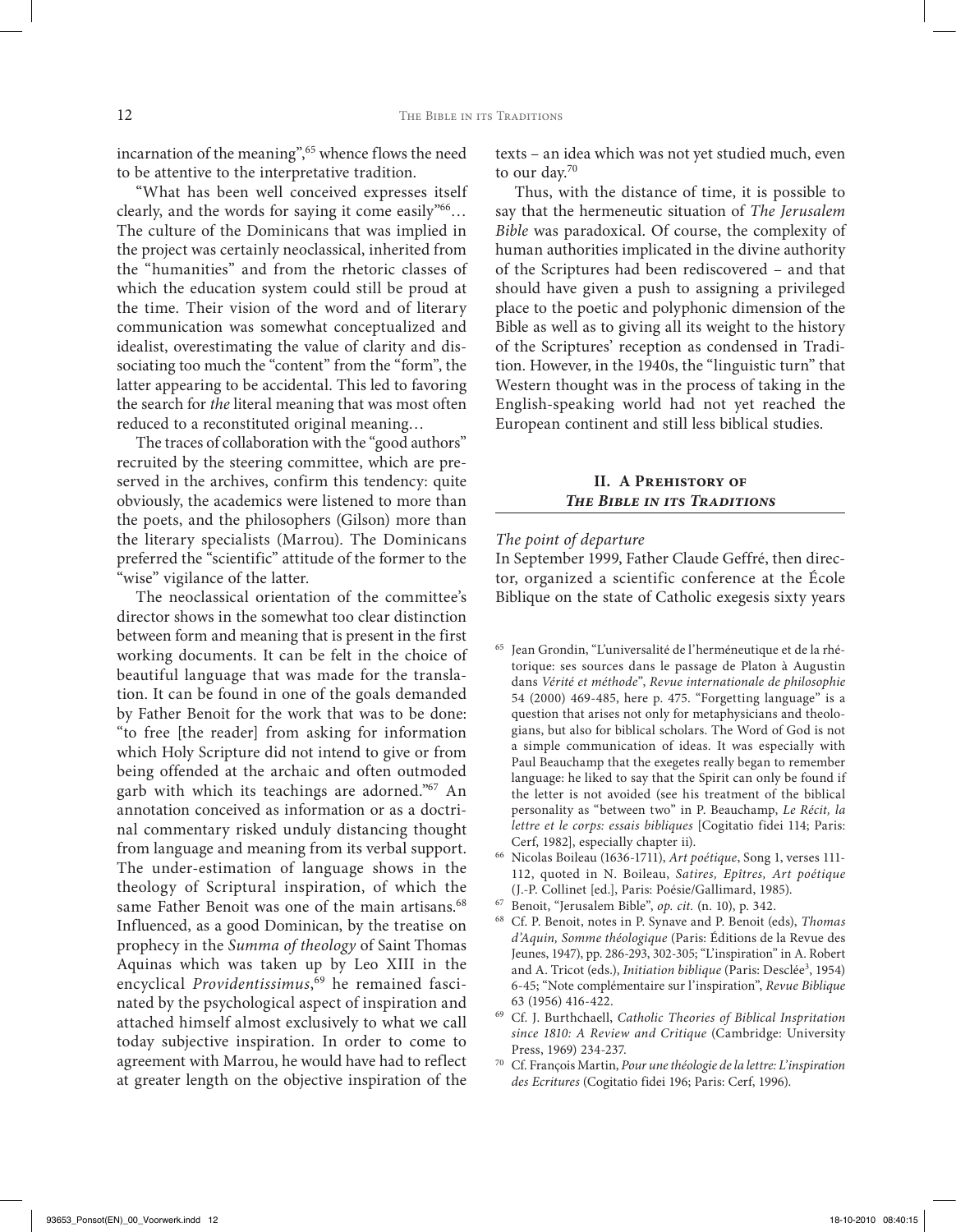incarnation of the meaning",[65] whence flows the need to be attentive to the interpretative tradition.

"What has been well conceived expresses itself clearly, and the words for saying it come easily"[66]… The culture of the Dominicans that was implied in the project was certainly neoclassical, inherited from the "humanities" and from the rhetoric classes of which the education system could still be proud at the time. Their vision of the word and of literary communication was somewhat conceptualized and idealist, overestimating the value of clarity and dissociating too much the "content" from the "form", the latter appearing to be accidental. This led to favoring the search for *the* literal meaning that was most often reduced to a reconstituted original meaning…

The traces of collaboration with the "good authors" recruited by the steering committee, which are preserved in the archives, confirm this tendency: quite obviously, the academics were listened to more than the poets, and the philosophers (Gilson) more than the literary specialists (Marrou). The Dominicans preferred the "scientific" attitude of the former to the "wise" vigilance of the latter.

The neoclassical orientation of the committee's director shows in the somewhat too clear distinction between form and meaning that is present in the first working documents. It can be felt in the choice of beautiful language that was made for the translation. It can be found in one of the goals demanded by Father Benoit for the work that was to be done: "to free [the reader] from asking for information which Holy Scripture did not intend to give or from being offended at the archaic and often outmoded garb with which its teachings are adorned."[67] An annotation conceived as information or as a doctrinal commentary risked unduly distancing thought from language and meaning from its verbal support. The under-estimation of language shows in the theology of Scriptural inspiration, of which the same Father Benoit was one of the main artisans.[68] Influenced, as a good Dominican, by the treatise on prophecy in the *Summa of theology* of Saint Thomas Aquinas which was taken up by Leo XIII in the encyclical *Providentissimus*,[69] he remained fascinated by the psychological aspect of inspiration and attached himself almost exclusively to what we call today subjective inspiration. In order to come to agreement with Marrou, he would have had to reflect at greater length on the objective inspiration of the texts – an idea which was not yet studied much, even to our day.[70]

Thus, with the distance of time, it is possible to say that the hermeneutic situation of *The Jerusalem Bible* was paradoxical. Of course, the complexity of human authorities implicated in the divine authority of the Scriptures had been rediscovered – and that should have given a push to assigning a privileged place to the poetic and polyphonic dimension of the Bible as well as to giving all its weight to the history of the Scriptures' reception as condensed in Tradition. However, in the 1940s, the "linguistic turn" that Western thought was in the process of taking in the English-speaking world had not yet reached the European continent and still less biblical studies.

## II. A Prehistory of *The Bible in its Traditions*

*The point of departure*

In September 1999, Father Claude Geffré, then director, organized a scientific conference at the École Biblique on the state of Catholic exegesis sixty years

---

[65] Jean Grondin, "L'universalité de l'herméneutique et de la rhétorique: ses sources dans le passage de Platon à Augustin dans *Vérité et méthode*", *Revue internationale de philosophie* 54 (2000) 469-485, here p. 475. "Forgetting language" is a question that arises not only for metaphysicians and theologians, but also for biblical scholars. The Word of God is not a simple communication of ideas. It was especially with Paul Beauchamp that the exegetes really began to remember language: he liked to say that the Spirit can only be found if the letter is not avoided (see his treatment of the biblical personality as "between two" in P. Beauchamp, *Le Récit, la lettre et le corps: essais bibliques* [Cogitatio fidei 114; Paris: Cerf, 1982], especially chapter ii).

[66] Nicolas Boileau (1636-1711), *Art poétique*, Song 1, verses 111-112, quoted in N. Boileau, *Satires, Epîtres, Art poétique* (J.-P. Collinet [ed.], Paris: Poésie/Gallimard, 1985).

[67] Benoit, "Jerusalem Bible", *op. cit.* (n. 10), p. 342.

[68] Cf. P. Benoit, notes in P. Synave and P. Benoit (eds), *Thomas d'Aquin, Somme théologique* (Paris: Éditions de la Revue des Jeunes, 1947), pp. 286-293, 302-305; "L'inspiration" in A. Robert and A. Tricot (eds.), *Initiation biblique* (Paris: Desclée[3], 1954) 6-45; "Note complémentaire sur l'inspiration", *Revue Biblique* 63 (1956) 416-422.

[69] Cf. J. Burthchaell, *Catholic Theories of Biblical Inspritation since 1810: A Review and Critique* (Cambridge: University Press, 1969) 234-237.

[70] Cf. François Martin, *Pour une théologie de la lettre: L'inspiration des Ecritures* (Cogitatio fidei 196; Paris: Cerf, 1996).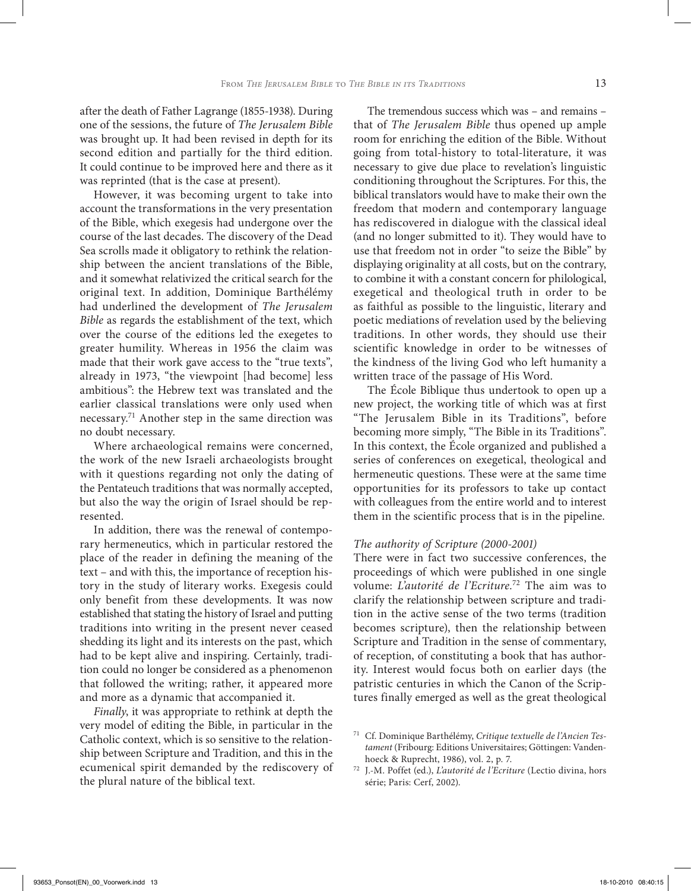after the death of Father Lagrange (1855-1938). During one of the sessions, the future of *The Jerusalem Bible* was brought up. It had been revised in depth for its second edition and partially for the third edition. It could continue to be improved here and there as it was reprinted (that is the case at present).

However, it was becoming urgent to take into account the transformations in the very presentation of the Bible, which exegesis had undergone over the course of the last decades. The discovery of the Dead Sea scrolls made it obligatory to rethink the relationship between the ancient translations of the Bible, and it somewhat relativized the critical search for the original text. In addition, Dominique Barthélémy had underlined the development of *The Jerusalem Bible* as regards the establishment of the text, which over the course of the editions led the exegetes to greater humility. Whereas in 1956 the claim was made that their work gave access to the "true texts", already in 1973, "the viewpoint [had become] less ambitious": the Hebrew text was translated and the earlier classical translations were only used when necessary.[71] Another step in the same direction was no doubt necessary.

Where archaeological remains were concerned, the work of the new Israeli archaeologists brought with it questions regarding not only the dating of the Pentateuch traditions that was normally accepted, but also the way the origin of Israel should be represented.

In addition, there was the renewal of contemporary hermeneutics, which in particular restored the place of the reader in defining the meaning of the text – and with this, the importance of reception history in the study of literary works. Exegesis could only benefit from these developments. It was now established that stating the history of Israel and putting traditions into writing in the present never ceased shedding its light and its interests on the past, which had to be kept alive and inspiring. Certainly, tradition could no longer be considered as a phenomenon that followed the writing; rather, it appeared more and more as a dynamic that accompanied it.

*Finally*, it was appropriate to rethink at depth the very model of editing the Bible, in particular in the Catholic context, which is so sensitive to the relationship between Scripture and Tradition, and this in the ecumenical spirit demanded by the rediscovery of the plural nature of the biblical text.

The tremendous success which was – and remains – that of *The Jerusalem Bible* thus opened up ample room for enriching the edition of the Bible. Without going from total-history to total-literature, it was necessary to give due place to revelation's linguistic conditioning throughout the Scriptures. For this, the biblical translators would have to make their own the freedom that modern and contemporary language has rediscovered in dialogue with the classical ideal (and no longer submitted to it). They would have to use that freedom not in order "to seize the Bible" by displaying originality at all costs, but on the contrary, to combine it with a constant concern for philological, exegetical and theological truth in order to be as faithful as possible to the linguistic, literary and poetic mediations of revelation used by the believing traditions. In other words, they should use their scientific knowledge in order to be witnesses of the kindness of the living God who left humanity a written trace of the passage of His Word.

The École Biblique thus undertook to open up a new project, the working title of which was at first "The Jerusalem Bible in its Traditions", before becoming more simply, "The Bible in its Traditions". In this context, the École organized and published a series of conferences on exegetical, theological and hermeneutic questions. These were at the same time opportunities for its professors to take up contact with colleagues from the entire world and to interest them in the scientific process that is in the pipeline.

*The authority of Scripture (2000-2001)*

There were in fact two successive conferences, the proceedings of which were published in one single volume: *L'autorité de l'Ecriture*.[72] The aim was to clarify the relationship between scripture and tradition in the active sense of the two terms (tradition becomes scripture), then the relationship between Scripture and Tradition in the sense of commentary, of reception, of constituting a book that has authority. Interest would focus both on earlier days (the patristic centuries in which the Canon of the Scriptures finally emerged as well as the great theological

[71] Cf. Dominique Barthélémy, *Critique textuelle de l'Ancien Testament* (Fribourg: Editions Universitaires; Göttingen: Vandenhoeck & Ruprecht, 1986), vol. 2, p. 7.

[72] J.-M. Poffet (ed.), *L'autorité de l'Ecriture* (Lectio divina, hors série; Paris: Cerf, 2002).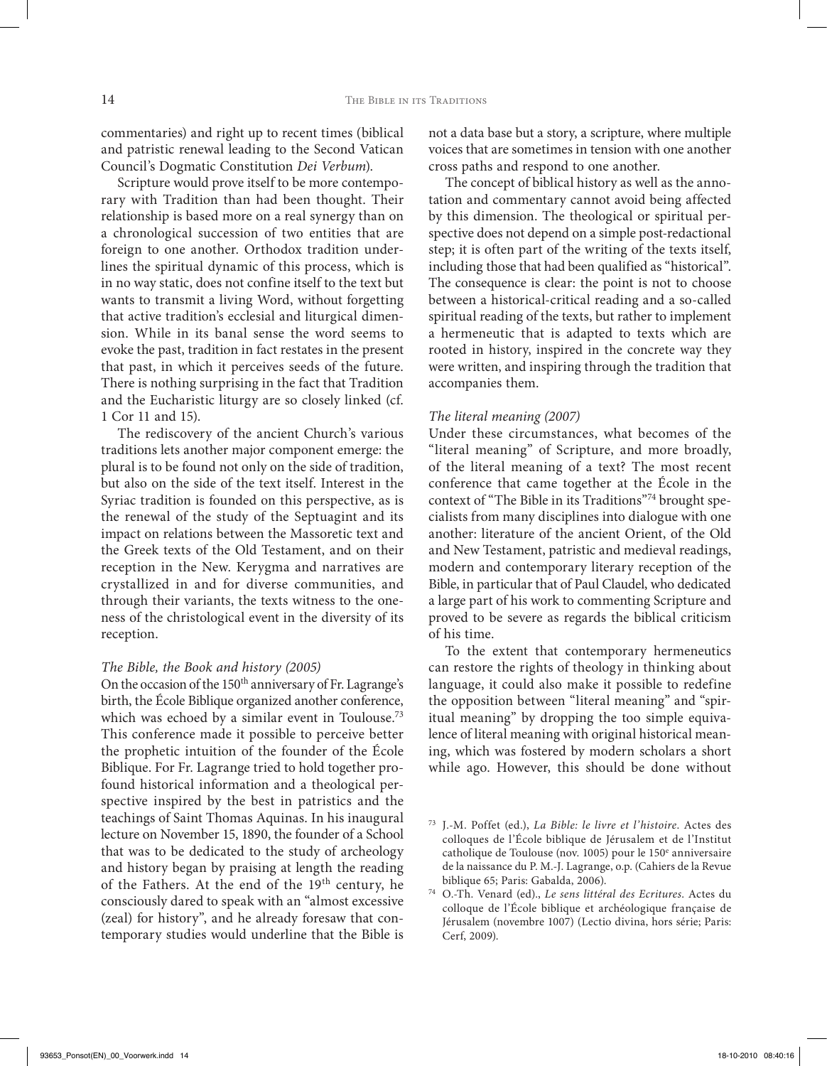commentaries) and right up to recent times (biblical and patristic renewal leading to the Second Vatican Council's Dogmatic Constitution *Dei Verbum*).

Scripture would prove itself to be more contemporary with Tradition than had been thought. Their relationship is based more on a real synergy than on a chronological succession of two entities that are foreign to one another. Orthodox tradition underlines the spiritual dynamic of this process, which is in no way static, does not confine itself to the text but wants to transmit a living Word, without forgetting that active tradition's ecclesial and liturgical dimension. While in its banal sense the word seems to evoke the past, tradition in fact restates in the present that past, in which it perceives seeds of the future. There is nothing surprising in the fact that Tradition and the Eucharistic liturgy are so closely linked (cf. 1 Cor 11 and 15).

The rediscovery of the ancient Church's various traditions lets another major component emerge: the plural is to be found not only on the side of tradition, but also on the side of the text itself. Interest in the Syriac tradition is founded on this perspective, as is the renewal of the study of the Septuagint and its impact on relations between the Massoretic text and the Greek texts of the Old Testament, and on their reception in the New. Kerygma and narratives are crystallized in and for diverse communities, and through their variants, the texts witness to the oneness of the christological event in the diversity of its reception.

*The Bible, the Book and history (2005)*

On the occasion of the 150th anniversary of Fr. Lagrange's birth, the École Biblique organized another conference, which was echoed by a similar event in Toulouse.[73] This conference made it possible to perceive better the prophetic intuition of the founder of the École Biblique. For Fr. Lagrange tried to hold together profound historical information and a theological perspective inspired by the best in patristics and the teachings of Saint Thomas Aquinas. In his inaugural lecture on November 15, 1890, the founder of a School that was to be dedicated to the study of archeology and history began by praising at length the reading of the Fathers. At the end of the 19th century, he consciously dared to speak with an "almost excessive (zeal) for history", and he already foresaw that contemporary studies would underline that the Bible is not a data base but a story, a scripture, where multiple voices that are sometimes in tension with one another cross paths and respond to one another.

The concept of biblical history as well as the annotation and commentary cannot avoid being affected by this dimension. The theological or spiritual perspective does not depend on a simple post-redactional step; it is often part of the writing of the texts itself, including those that had been qualified as "historical". The consequence is clear: the point is not to choose between a historical-critical reading and a so-called spiritual reading of the texts, but rather to implement a hermeneutic that is adapted to texts which are rooted in history, inspired in the concrete way they were written, and inspiring through the tradition that accompanies them.

*The literal meaning (2007)*

Under these circumstances, what becomes of the "literal meaning" of Scripture, and more broadly, of the literal meaning of a text? The most recent conference that came together at the École in the context of "The Bible in its Traditions"[74] brought specialists from many disciplines into dialogue with one another: literature of the ancient Orient, of the Old and New Testament, patristic and medieval readings, modern and contemporary literary reception of the Bible, in particular that of Paul Claudel, who dedicated a large part of his work to commenting Scripture and proved to be severe as regards the biblical criticism of his time.

To the extent that contemporary hermeneutics can restore the rights of theology in thinking about language, it could also make it possible to redefine the opposition between "literal meaning" and "spiritual meaning" by dropping the too simple equivalence of literal meaning with original historical meaning, which was fostered by modern scholars a short while ago. However, this should be done without

---

[73] J.-M. Poffet (ed.), *La Bible: le livre et l'histoire*. Actes des colloques de l'École biblique de Jérusalem et de l'Institut catholique de Toulouse (nov. 1005) pour le 150e anniversaire de la naissance du P. M.-J. Lagrange, o.p. (Cahiers de la Revue biblique 65; Paris: Gabalda, 2006).

[74] O.-Th. Venard (ed)., *Le sens littéral des Ecritures*. Actes du colloque de l'École biblique et archéologique française de Jérusalem (novembre 1007) (Lectio divina, hors série; Paris: Cerf, 2009).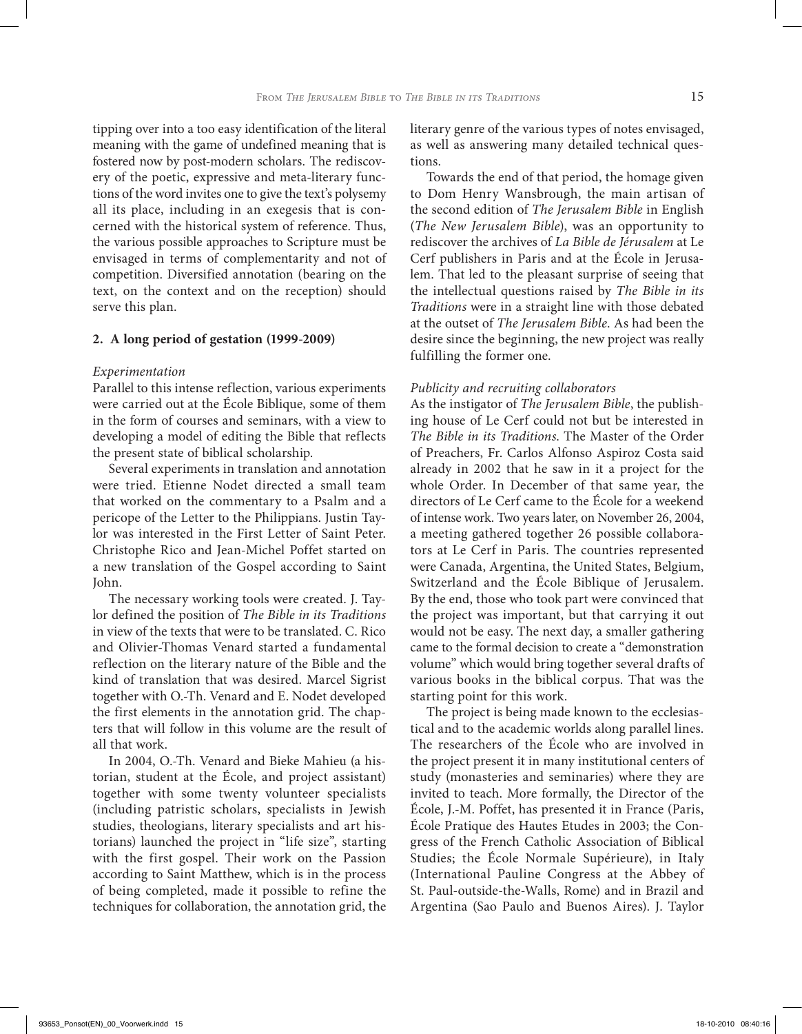tipping over into a too easy identification of the literal meaning with the game of undefined meaning that is fostered now by post-modern scholars. The rediscovery of the poetic, expressive and meta-literary functions of the word invites one to give the text's polysemy all its place, including in an exegesis that is concerned with the historical system of reference. Thus, the various possible approaches to Scripture must be envisaged in terms of complementarity and not of competition. Diversified annotation (bearing on the text, on the context and on the reception) should serve this plan.

## 2. A long period of gestation (1999-2009)

*Experimentation*

Parallel to this intense reflection, various experiments were carried out at the École Biblique, some of them in the form of courses and seminars, with a view to developing a model of editing the Bible that reflects the present state of biblical scholarship.

Several experiments in translation and annotation were tried. Etienne Nodet directed a small team that worked on the commentary to a Psalm and a pericope of the Letter to the Philippians. Justin Taylor was interested in the First Letter of Saint Peter. Christophe Rico and Jean-Michel Poffet started on a new translation of the Gospel according to Saint John.

The necessary working tools were created. J. Taylor defined the position of *The Bible in its Traditions* in view of the texts that were to be translated. C. Rico and Olivier-Thomas Venard started a fundamental reflection on the literary nature of the Bible and the kind of translation that was desired. Marcel Sigrist together with O.-Th. Venard and E. Nodet developed the first elements in the annotation grid. The chapters that will follow in this volume are the result of all that work.

In 2004, O.-Th. Venard and Bieke Mahieu (a historian, student at the École, and project assistant) together with some twenty volunteer specialists (including patristic scholars, specialists in Jewish studies, theologians, literary specialists and art historians) launched the project in "life size", starting with the first gospel. Their work on the Passion according to Saint Matthew, which is in the process of being completed, made it possible to refine the techniques for collaboration, the annotation grid, the literary genre of the various types of notes envisaged, as well as answering many detailed technical questions.

Towards the end of that period, the homage given to Dom Henry Wansbrough, the main artisan of the second edition of *The Jerusalem Bible* in English (*The New Jerusalem Bible*), was an opportunity to rediscover the archives of *La Bible de Jérusalem* at Le Cerf publishers in Paris and at the École in Jerusalem. That led to the pleasant surprise of seeing that the intellectual questions raised by *The Bible in its Traditions* were in a straight line with those debated at the outset of *The Jerusalem Bible*. As had been the desire since the beginning, the new project was really fulfilling the former one.

*Publicity and recruiting collaborators*

As the instigator of *The Jerusalem Bible*, the publishing house of Le Cerf could not but be interested in *The Bible in its Traditions*. The Master of the Order of Preachers, Fr. Carlos Alfonso Aspiroz Costa said already in 2002 that he saw in it a project for the whole Order. In December of that same year, the directors of Le Cerf came to the École for a weekend of intense work. Two years later, on November 26, 2004, a meeting gathered together 26 possible collaborators at Le Cerf in Paris. The countries represented were Canada, Argentina, the United States, Belgium, Switzerland and the École Biblique of Jerusalem. By the end, those who took part were convinced that the project was important, but that carrying it out would not be easy. The next day, a smaller gathering came to the formal decision to create a "demonstration volume" which would bring together several drafts of various books in the biblical corpus. That was the starting point for this work.

The project is being made known to the ecclesiastical and to the academic worlds along parallel lines. The researchers of the École who are involved in the project present it in many institutional centers of study (monasteries and seminaries) where they are invited to teach. More formally, the Director of the École, J.-M. Poffet, has presented it in France (Paris, École Pratique des Hautes Etudes in 2003; the Congress of the French Catholic Association of Biblical Studies; the École Normale Supérieure), in Italy (International Pauline Congress at the Abbey of St. Paul-outside-the-Walls, Rome) and in Brazil and Argentina (Sao Paulo and Buenos Aires). J. Taylor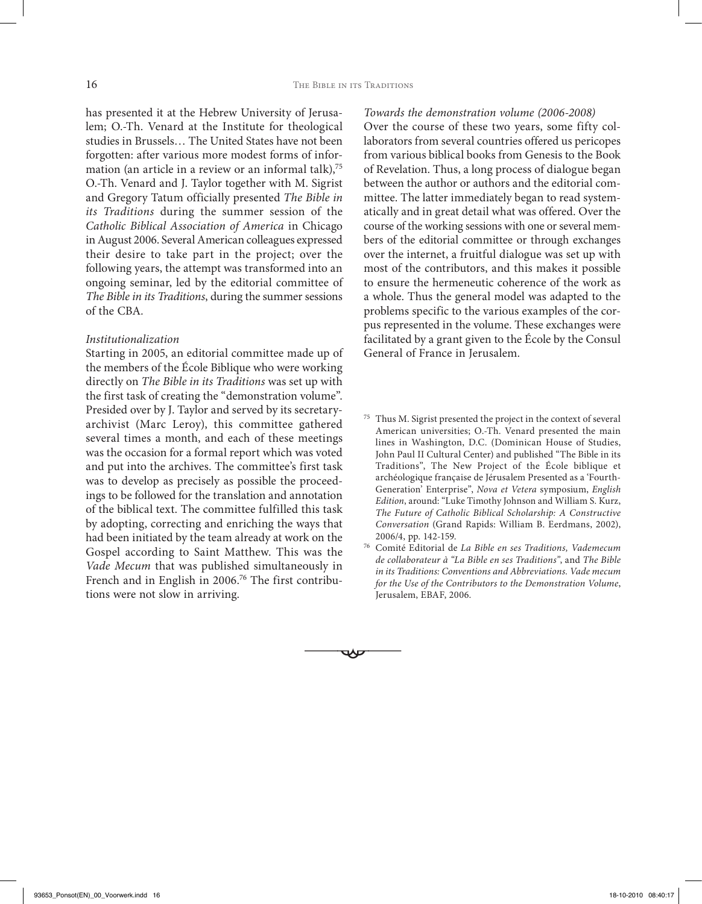has presented it at the Hebrew University of Jerusalem; O.-Th. Venard at the Institute for theological studies in Brussels… The United States have not been forgotten: after various more modest forms of information (an article in a review or an informal talk),[75] O.-Th. Venard and J. Taylor together with M. Sigrist and Gregory Tatum officially presented *The Bible in its Traditions* during the summer session of the *Catholic Biblical Association of America* in Chicago in August 2006. Several American colleagues expressed their desire to take part in the project; over the following years, the attempt was transformed into an ongoing seminar, led by the editorial committee of *The Bible in its Traditions*, during the summer sessions of the CBA.

*Institutionalization*

Starting in 2005, an editorial committee made up of the members of the École Biblique who were working directly on *The Bible in its Traditions* was set up with the first task of creating the "demonstration volume". Presided over by J. Taylor and served by its secretary-archivist (Marc Leroy), this committee gathered several times a month, and each of these meetings was the occasion for a formal report which was voted and put into the archives. The committee's first task was to develop as precisely as possible the proceedings to be followed for the translation and annotation of the biblical text. The committee fulfilled this task by adopting, correcting and enriching the ways that had been initiated by the team already at work on the Gospel according to Saint Matthew. This was the *Vade Mecum* that was published simultaneously in French and in English in 2006.[76] The first contributions were not slow in arriving.

*Towards the demonstration volume (2006-2008)*

Over the course of these two years, some fifty collaborators from several countries offered us pericopes from various biblical books from Genesis to the Book of Revelation. Thus, a long process of dialogue began between the author or authors and the editorial committee. The latter immediately began to read systematically and in great detail what was offered. Over the course of the working sessions with one or several members of the editorial committee or through exchanges over the internet, a fruitful dialogue was set up with most of the contributors, and this makes it possible to ensure the hermeneutic coherence of the work as a whole. Thus the general model was adapted to the problems specific to the various examples of the corpus represented in the volume. These exchanges were facilitated by a grant given to the École by the Consul General of France in Jerusalem.

[75] Thus M. Sigrist presented the project in the context of several American universities; O.-Th. Venard presented the main lines in Washington, D.C. (Dominican House of Studies, John Paul II Cultural Center) and published "The Bible in its Traditions", The New Project of the École biblique et archéologique française de Jérusalem Presented as a 'Fourth-Generation' Enterprise", *Nova et Vetera* symposium, *English Edition*, around: "Luke Timothy Johnson and William S. Kurz, *The Future of Catholic Biblical Scholarship: A Constructive Conversation* (Grand Rapids: William B. Eerdmans, 2002), 2006/4, pp. 142-159.

[76] Comité Editorial de *La Bible en ses Traditions, Vademecum de collaborateur à "La Bible en ses Traditions"*, and *The Bible in its Traditions: Conventions and Abbreviations. Vade mecum for the Use of the Contributors to the Demonstration Volume*, Jerusalem, EBAF, 2006.